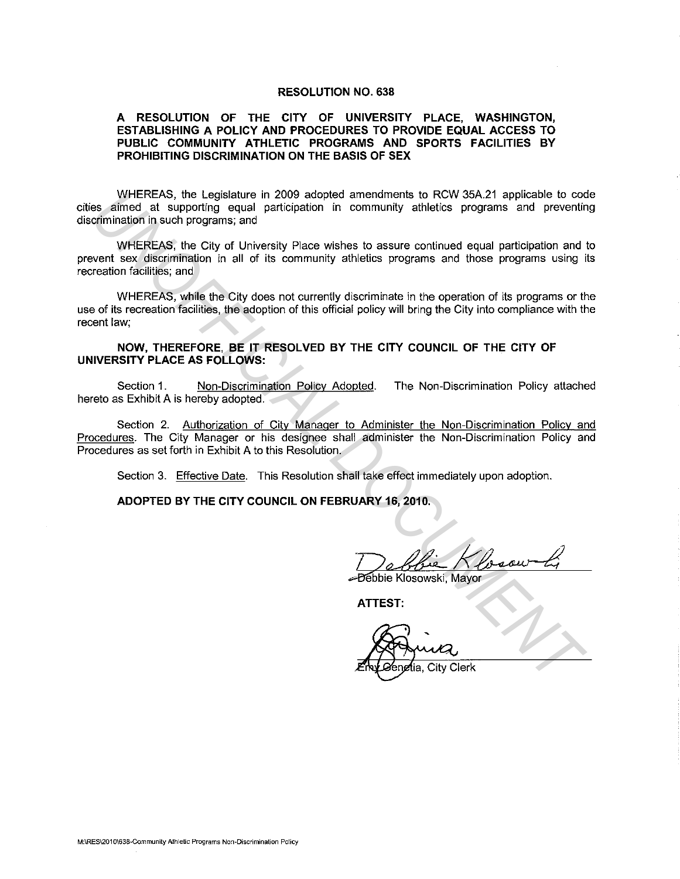# RESOLUTION NO. 638

## A RESOLUTION OF THE CITY OF UNIVERSITY PLACE, WASHINGTON, ESTABLISHING A POLICY AND PROCEDURES TO PROVIDE EQUAL ACCESS TO PUBLIC COMMUNITY ATHLETIC PROGRAMS AND SPORTS FACILITIES BY PROHIBITING DISCRIMINATION ON THE BASIS OF SEX

WHEREAS, the Legislature in 2009 adopted amendments to RCW 35A.21 applicable to code cities aimed at supporting equal participation in community athletics programs and preventing discrimination in such programs; and

WHEREAS, the City of University Place wishes to assure continued equal participation and to prevent sex discrimination in all of its community athletics programs and those programs using its recreation facilities; and

WHEREAS, while the City does not currently discriminate in the operation of its programs or the use of its recreation facilities, the adoption of this official policy will bring the City into compliance with the recent law;

**NOW, THEREFORE, BE IT RESOLVED BY THE CITY COUNCIL OF THE CITY OF UNIVERSITY PLACE AS FOLLOWS:**

Section 1. Non-Discrimination Policy Adopted. The Non-Discrimination Policy attached hereto as Exhibit A is hereby adopted.

Section 2. Authorization of City Manager to Administer the Non-Discrimination Policy and Procedures. The City Manager or his designee shall administer the Non-Discrimination Policy and Procedures as set forth in Exhibit A to this Resolution.

Section 3. Effective Date. This Resolution shall take effect immediately upon adoption.

**ADOPTED BY THE CITY COUNCIL ON FEBRUARY 16, 2010.**

Debbie Klosowski, Mayor

**ATTEST:**

Emy Genetia, City Clerk

M:\RES\2010\638-Community Athletic Programs Non-Discrimination Policy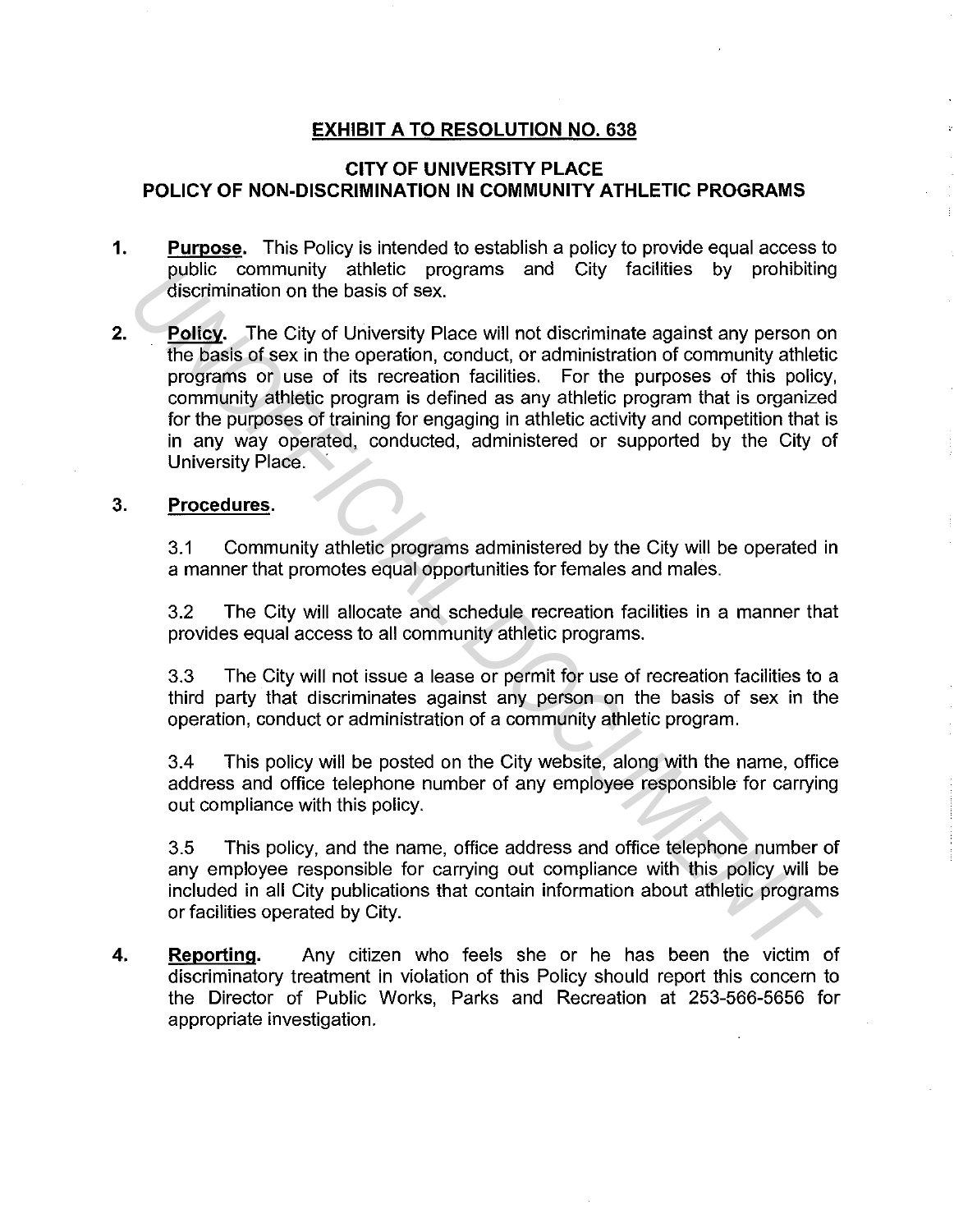## EXHIBIT A TO RESOLUTION NO. 638

### CITY OF UNIVERSITY PLACE
### POLICY OF NON-DISCRIMINATION IN COMMUNITY ATHLETIC PROGRAMS

1. **Purpose.** This Policy is intended to establish a policy to provide equal access to public community athletic programs and City facilities by prohibiting discrimination on the basis of sex.

2. **Policy.** The City of University Place will not discriminate against any person on the basis of sex in the operation, conduct, or administration of community athletic programs or use of its recreation facilities. For the purposes of this policy, community athletic program is defined as any athletic program that is organized for the purposes of training for engaging in athletic activity and competition that is in any way operated, conducted, administered or supported by the City of University Place.

3. **Procedures.**

   3.1 Community athletic programs administered by the City will be operated in a manner that promotes equal opportunities for females and males.

   3.2 The City will allocate and schedule recreation facilities in a manner that provides equal access to all community athletic programs.

   3.3 The City will not issue a lease or permit for use of recreation facilities to a third party that discriminates against any person on the basis of sex in the operation, conduct or administration of a community athletic program.

   3.4 This policy will be posted on the City website, along with the name, office address and office telephone number of any employee responsible for carrying out compliance with this policy.

   3.5 This policy, and the name, office address and office telephone number of any employee responsible for carrying out compliance with this policy will be included in all City publications that contain information about athletic programs or facilities operated by City.

4. **Reporting.** Any citizen who feels she or he has been the victim of discriminatory treatment in violation of this Policy should report this concern to the Director of Public Works, Parks and Recreation at 253-566-5656 for appropriate investigation.